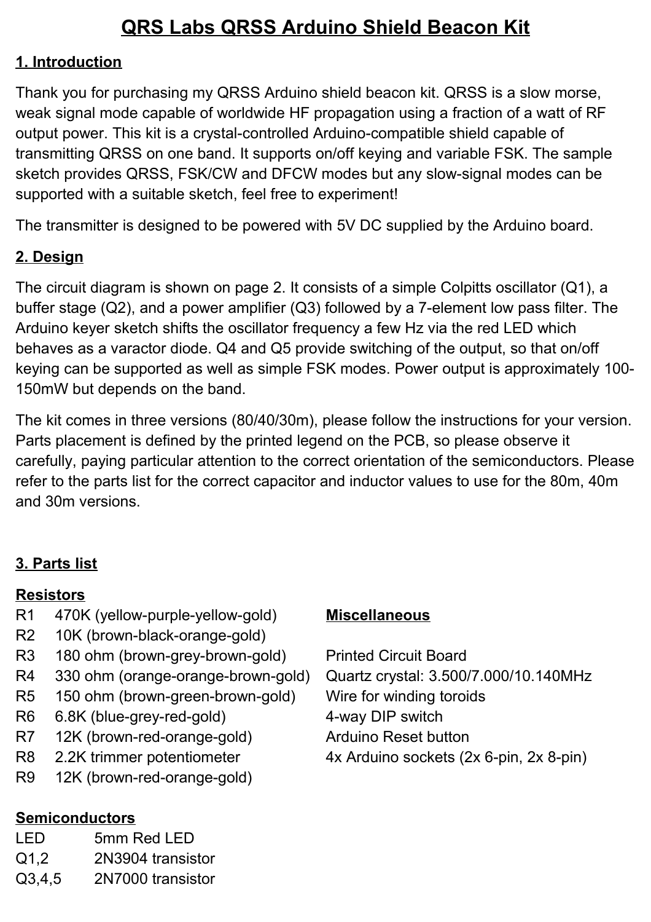# QRS Labs QRSS Arduino Shield Beacon Kit

## 1. Introduction

Thank you for purchasing my QRSS Arduino shield beacon kit. QRSS is a slow morse, weak signal mode capable of worldwide HF propagation using a fraction of a watt of RF output power. This kit is a crystal-controlled Arduino-compatible shield capable of transmitting QRSS on one band. It supports on/off keying and variable FSK. The sample sketch provides QRSS, FSK/CW and DFCW modes but any slow-signal modes can be supported with a suitable sketch, feel free to experiment!

The transmitter is designed to be powered with 5V DC supplied by the Arduino board.

## 2. Design

The circuit diagram is shown on page 2. It consists of a simple Colpitts oscillator (Q1), a buffer stage (Q2), and a power amplifier (Q3) followed by a 7-element low pass filter. The Arduino keyer sketch shifts the oscillator frequency a few Hz via the red LED which behaves as a varactor diode. Q4 and Q5 provide switching of the output, so that on/off keying can be supported as well as simple FSK modes. Power output is approximately 100-150mW but depends on the band.

The kit comes in three versions (80/40/30m), please follow the instructions for your version. Parts placement is defined by the printed legend on the PCB, so please observe it carefully, paying particular attention to the correct orientation of the semiconductors. Please refer to the parts list for the correct capacitor and inductor values to use for the 80m, 40m and 30m versions.

## 3. Parts list

### Resistors

- R1 470K (yellow-purple-yellow-gold)
- R2 10K (brown-black-orange-gold)
- R3 180 ohm (brown-grey-brown-gold)
- R4 330 ohm (orange-orange-brown-gold)
- R5 150 ohm (brown-green-brown-gold)
- R6 6.8K (blue-grey-red-gold)
- R7 12K (brown-red-orange-gold)
- R8 2.2K trimmer potentiometer
- R9 12K (brown-red-orange-gold)

### Semiconductors

- LED 5mm Red LED
- Q1,2 2N3904 transistor
- Q3,4,5 2N7000 transistor

### Miscellaneous

- Printed Circuit Board
- Quartz crystal: 3.500/7.000/10.140MHz
- Wire for winding toroids
- 4-way DIP switch
- Arduino Reset button
- 4x Arduino sockets (2x 6-pin, 2x 8-pin)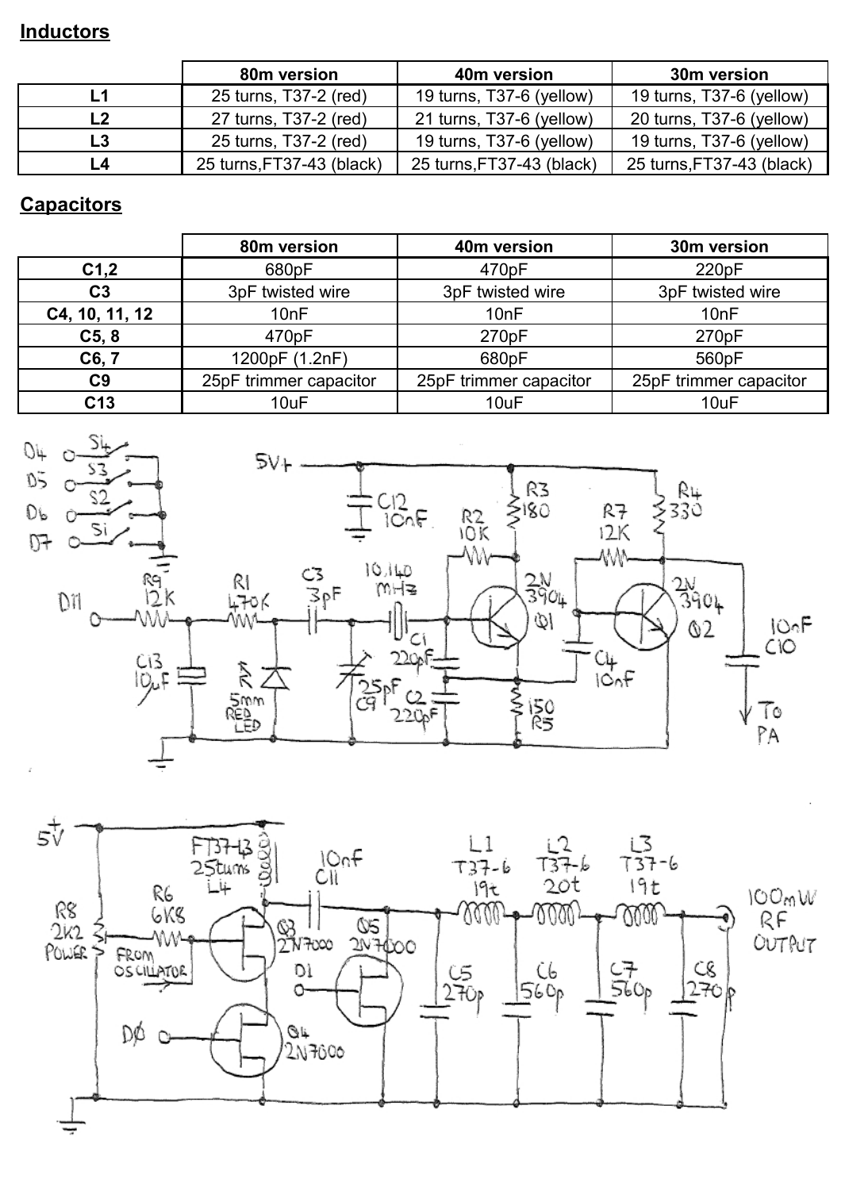## Inductors

| | 80m version | 40m version | 30m version |
|---|---|---|---|
| L1 | 25 turns, T37-2 (red) | 19 turns, T37-6 (yellow) | 19 turns, T37-6 (yellow) |
| L2 | 27 turns, T37-2 (red) | 21 turns, T37-6 (yellow) | 20 turns, T37-6 (yellow) |
| L3 | 25 turns, T37-2 (red) | 19 turns, T37-6 (yellow) | 19 turns, T37-6 (yellow) |
| L4 | 25 turns,FT37-43 (black) | 25 turns,FT37-43 (black) | 25 turns,FT37-43 (black) |

## Capacitors

| | 80m version | 40m version | 30m version |
|---|---|---|---|
| C1,2 | 680pF | 470pF | 220pF |
| C3 | 3pF twisted wire | 3pF twisted wire | 3pF twisted wire |
| C4, 10, 11, 12 | 10nF | 10nF | 10nF |
| C5, 8 | 470pF | 270pF | 270pF |
| C6, 7 | 1200pF (1.2nF) | 680pF | 560pF |
| C9 | 25pF trimmer capacitor | 25pF trimmer capacitor | 25pF trimmer capacitor |
| C13 | 10uF | 10uF | 10uF |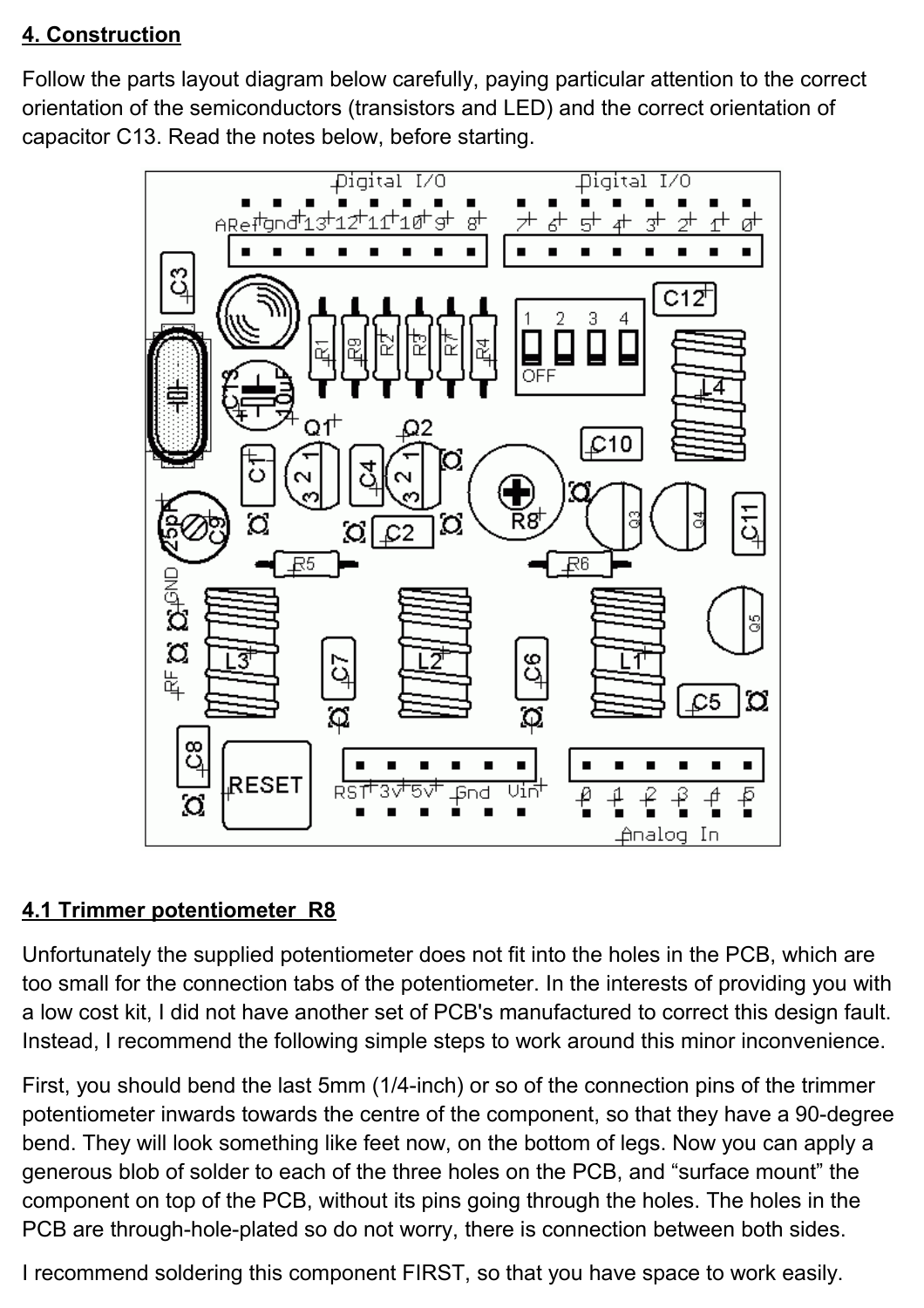## 4. Construction

Follow the parts layout diagram below carefully, paying particular attention to the correct orientation of the semiconductors (transistors and LED) and the correct orientation of capacitor C13. Read the notes below, before starting.

## 4.1 Trimmer potentiometer R8

Unfortunately the supplied potentiometer does not fit into the holes in the PCB, which are too small for the connection tabs of the potentiometer. In the interests of providing you with a low cost kit, I did not have another set of PCB's manufactured to correct this design fault. Instead, I recommend the following simple steps to work around this minor inconvenience.

First, you should bend the last 5mm (1/4-inch) or so of the connection pins of the trimmer potentiometer inwards towards the centre of the component, so that they have a 90-degree bend. They will look something like feet now, on the bottom of legs. Now you can apply a generous blob of solder to each of the three holes on the PCB, and “surface mount” the component on top of the PCB, without its pins going through the holes. The holes in the PCB are through-hole-plated so do not worry, there is connection between both sides.

I recommend soldering this component FIRST, so that you have space to work easily.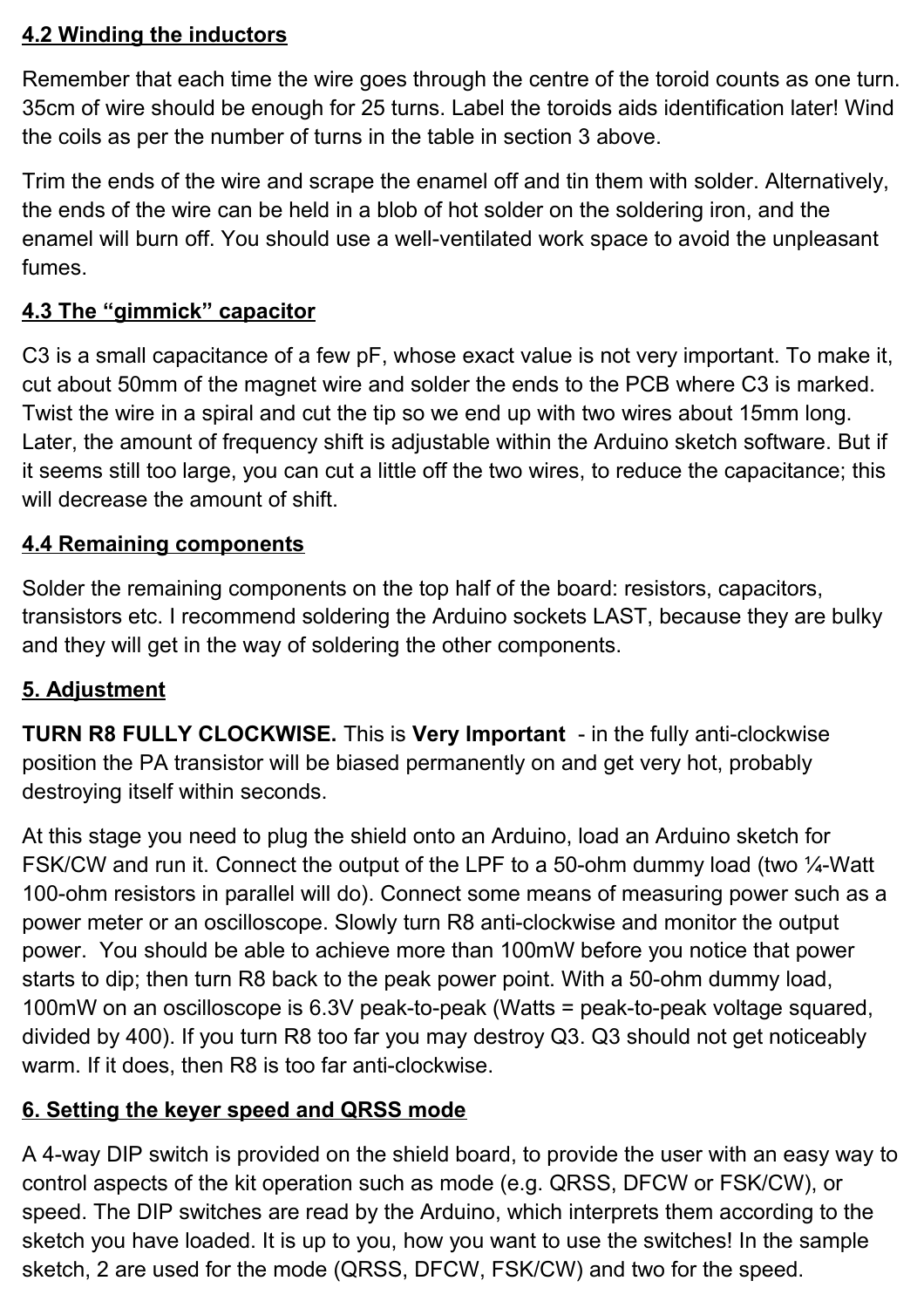## 4.2 Winding the inductors

Remember that each time the wire goes through the centre of the toroid counts as one turn. 35cm of wire should be enough for 25 turns. Label the toroids aids identification later! Wind the coils as per the number of turns in the table in section 3 above.

Trim the ends of the wire and scrape the enamel off and tin them with solder. Alternatively, the ends of the wire can be held in a blob of hot solder on the soldering iron, and the enamel will burn off. You should use a well-ventilated work space to avoid the unpleasant fumes.

## 4.3 The "gimmick" capacitor

C3 is a small capacitance of a few pF, whose exact value is not very important. To make it, cut about 50mm of the magnet wire and solder the ends to the PCB where C3 is marked. Twist the wire in a spiral and cut the tip so we end up with two wires about 15mm long. Later, the amount of frequency shift is adjustable within the Arduino sketch software. But if it seems still too large, you can cut a little off the two wires, to reduce the capacitance; this will decrease the amount of shift.

## 4.4 Remaining components

Solder the remaining components on the top half of the board: resistors, capacitors, transistors etc. I recommend soldering the Arduino sockets LAST, because they are bulky and they will get in the way of soldering the other components.

# 5. Adjustment

**TURN R8 FULLY CLOCKWISE.** This is **Very Important** - in the fully anti-clockwise position the PA transistor will be biased permanently on and get very hot, probably destroying itself within seconds.

At this stage you need to plug the shield onto an Arduino, load an Arduino sketch for FSK/CW and run it. Connect the output of the LPF to a 50-ohm dummy load (two ¼-Watt 100-ohm resistors in parallel will do). Connect some means of measuring power such as a power meter or an oscilloscope. Slowly turn R8 anti-clockwise and monitor the output power. You should be able to achieve more than 100mW before you notice that power starts to dip; then turn R8 back to the peak power point. With a 50-ohm dummy load, 100mW on an oscilloscope is 6.3V peak-to-peak (Watts = peak-to-peak voltage squared, divided by 400). If you turn R8 too far you may destroy Q3. Q3 should not get noticeably warm. If it does, then R8 is too far anti-clockwise.

# 6. Setting the keyer speed and QRSS mode

A 4-way DIP switch is provided on the shield board, to provide the user with an easy way to control aspects of the kit operation such as mode (e.g. QRSS, DFCW or FSK/CW), or speed. The DIP switches are read by the Arduino, which interprets them according to the sketch you have loaded. It is up to you, how you want to use the switches! In the sample sketch, 2 are used for the mode (QRSS, DFCW, FSK/CW) and two for the speed.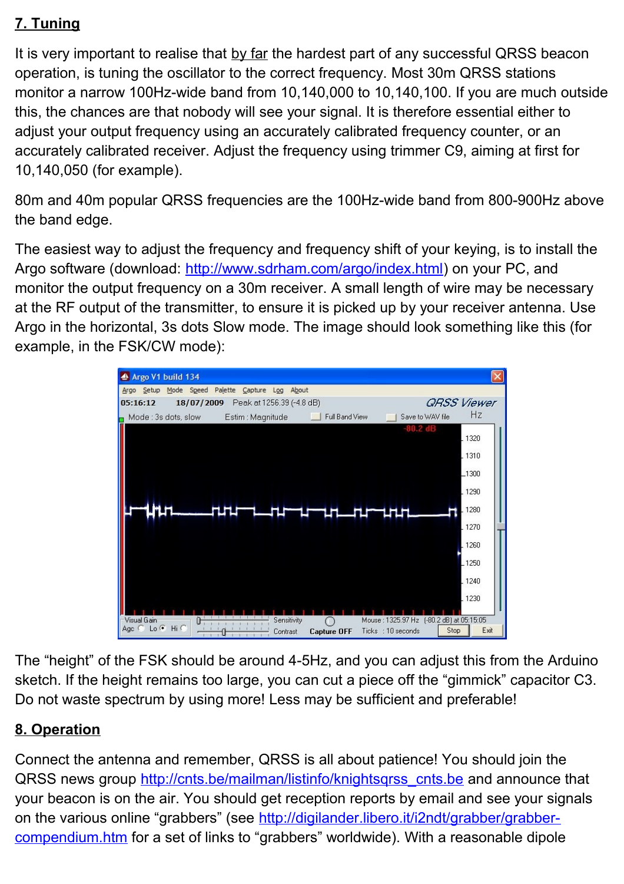## 7. Tuning

It is very important to realise that by far the hardest part of any successful QRSS beacon operation, is tuning the oscillator to the correct frequency. Most 30m QRSS stations monitor a narrow 100Hz-wide band from 10,140,000 to 10,140,100. If you are much outside this, the chances are that nobody will see your signal. It is therefore essential either to adjust your output frequency using an accurately calibrated frequency counter, or an accurately calibrated receiver. Adjust the frequency using trimmer C9, aiming at first for 10,140,050 (for example).

80m and 40m popular QRSS frequencies are the 100Hz-wide band from 800-900Hz above the band edge.

The easiest way to adjust the frequency and frequency shift of your keying, is to install the Argo software (download: http://www.sdrham.com/argo/index.html) on your PC, and monitor the output frequency on a 30m receiver. A small length of wire may be necessary at the RF output of the transmitter, to ensure it is picked up by your receiver antenna. Use Argo in the horizontal, 3s dots Slow mode. The image should look something like this (for example, in the FSK/CW mode):

The "height" of the FSK should be around 4-5Hz, and you can adjust this from the Arduino sketch. If the height remains too large, you can cut a piece off the "gimmick" capacitor C3. Do not waste spectrum by using more! Less may be sufficient and preferable!

## 8. Operation

Connect the antenna and remember, QRSS is all about patience! You should join the QRSS news group http://cnts.be/mailman/listinfo/knightsqrss_cnts.be and announce that your beacon is on the air. You should get reception reports by email and see your signals on the various online "grabbers" (see http://digilander.libero.it/i2ndt/grabber/grabber-compendium.htm for a set of links to "grabbers" worldwide). With a reasonable dipole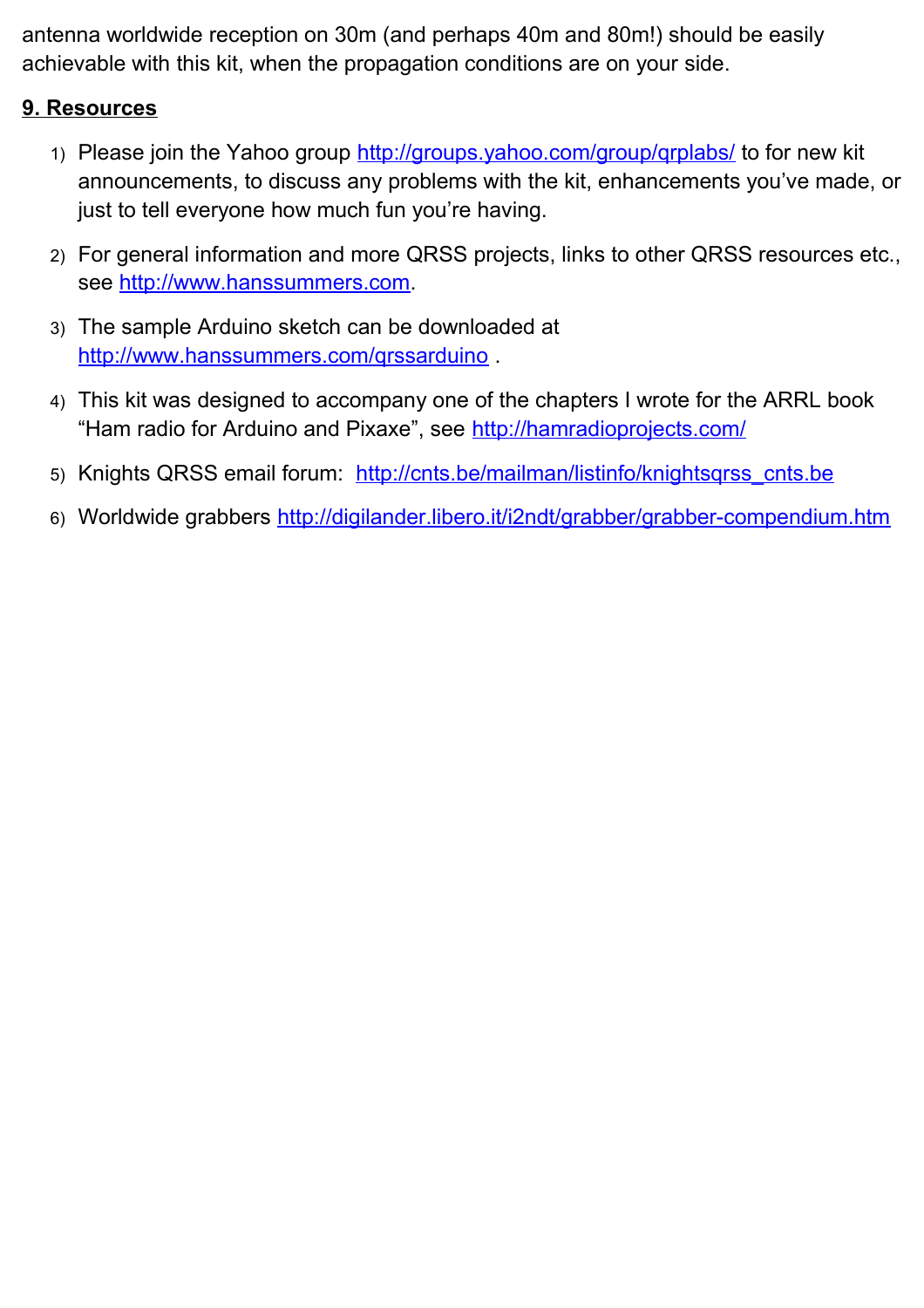antenna worldwide reception on 30m (and perhaps 40m and 80m!) should be easily achievable with this kit, when the propagation conditions are on your side.

## 9. Resources

1) Please join the Yahoo group http://groups.yahoo.com/group/qrplabs/ to for new kit announcements, to discuss any problems with the kit, enhancements you've made, or just to tell everyone how much fun you're having.

2) For general information and more QRSS projects, links to other QRSS resources etc., see http://www.hanssummers.com.

3) The sample Arduino sketch can be downloaded at http://www.hanssummers.com/qrssarduino .

4) This kit was designed to accompany one of the chapters I wrote for the ARRL book "Ham radio for Arduino and Pixaxe", see http://hamradioprojects.com/

5) Knights QRSS email forum: http://cnts.be/mailman/listinfo/knightsqrss_cnts.be

6) Worldwide grabbers http://digilander.libero.it/i2ndt/grabber/grabber-compendium.htm